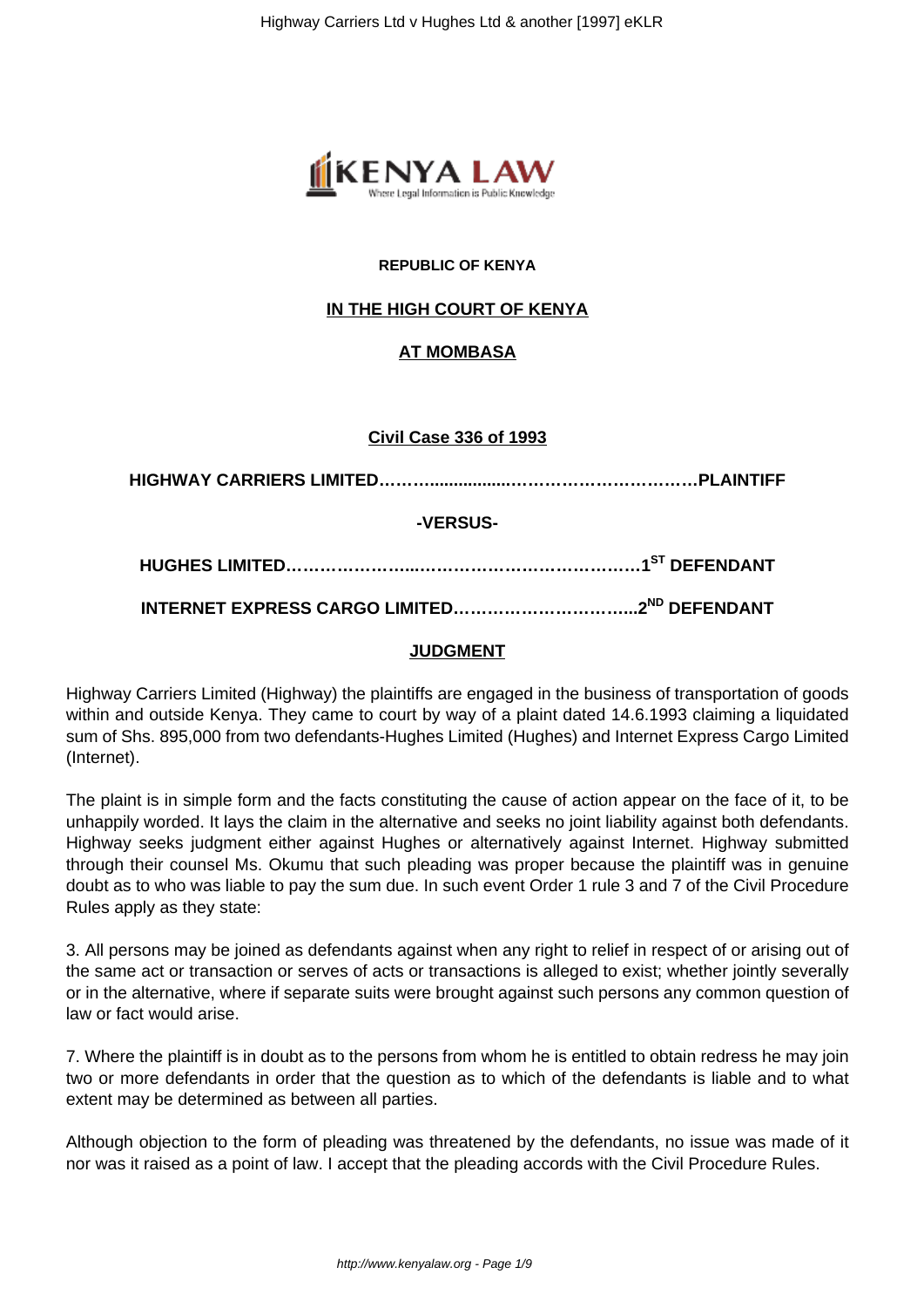**REPUBLIC OF KENYA**

**IN THE HIGH COURT OF KENYA**

**AT MOMBASA**

**Civil Case 336 of 1993**

**HIGHWAY CARRIERS LIMITED……….................……………………………PLAINTIFF**

**-VERSUS-**

**HUGHES LIMITED…….……………...………………………………1ST DEFENDANT**

**INTERNET EXPRESS CARGO LIMITED…………………………...2ND DEFENDANT**

**JUDGMENT**

Highway Carriers Limited (Highway) the plaintiffs are engaged in the business of transportation of goods within and outside Kenya. They came to court by way of a plaint dated 14.6.1993 claiming a liquidated sum of Shs. 895,000 from two defendants-Hughes Limited (Hughes) and Internet Express Cargo Limited (Internet).

The plaint is in simple form and the facts constituting the cause of action appear on the face of it, to be unhappily worded. It lays the claim in the alternative and seeks no joint liability against both defendants. Highway seeks judgment either against Hughes or alternatively against Internet. Highway submitted through their counsel Ms. Okumu that such pleading was proper because the plaintiff was in genuine doubt as to who was liable to pay the sum due. In such event Order 1 rule 3 and 7 of the Civil Procedure Rules apply as they state:

3. All persons may be joined as defendants against when any right to relief in respect of or arising out of the same act or transaction or serves of acts or transactions is alleged to exist; whether jointly severally or in the alternative, where if separate suits were brought against such persons any common question of law or fact would arise.

7. Where the plaintiff is in doubt as to the persons from whom he is entitled to obtain redress he may join two or more defendants in order that the question as to which of the defendants is liable and to what extent may be determined as between all parties.

Although objection to the form of pleading was threatened by the defendants, no issue was made of it nor was it raised as a point of law. I accept that the pleading accords with the Civil Procedure Rules.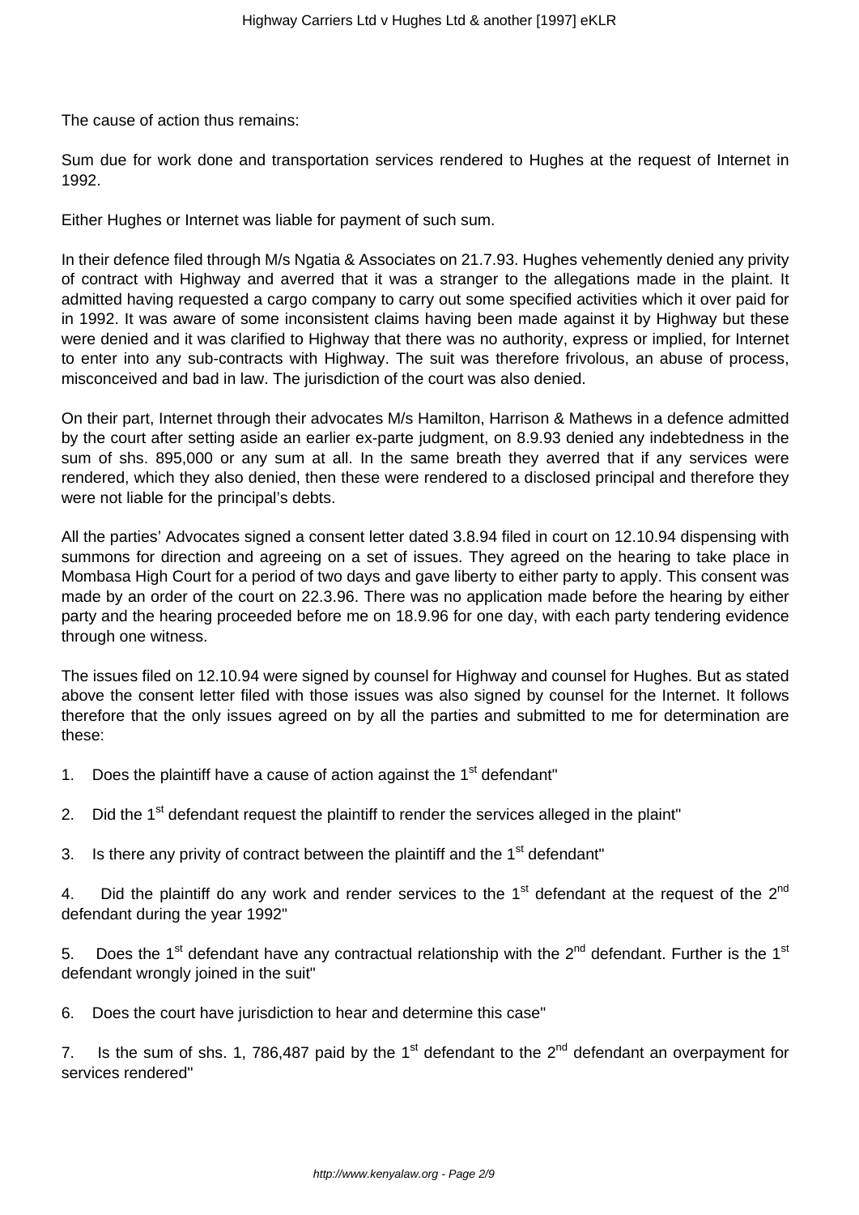The cause of action thus remains:

Sum due for work done and transportation services rendered to Hughes at the request of Internet in 1992.

Either Hughes or Internet was liable for payment of such sum.

In their defence filed through M/s Ngatia & Associates on 21.7.93. Hughes vehemently denied any privity of contract with Highway and averred that it was a stranger to the allegations made in the plaint. It admitted having requested a cargo company to carry out some specified activities which it over paid for in 1992. It was aware of some inconsistent claims having been made against it by Highway but these were denied and it was clarified to Highway that there was no authority, express or implied, for Internet to enter into any sub-contracts with Highway. The suit was therefore frivolous, an abuse of process, misconceived and bad in law. The jurisdiction of the court was also denied.

On their part, Internet through their advocates M/s Hamilton, Harrison & Mathews in a defence admitted by the court after setting aside an earlier ex-parte judgment, on 8.9.93 denied any indebtedness in the sum of shs. 895,000 or any sum at all. In the same breath they averred that if any services were rendered, which they also denied, then these were rendered to a disclosed principal and therefore they were not liable for the principal's debts.

All the parties' Advocates signed a consent letter dated 3.8.94 filed in court on 12.10.94 dispensing with summons for direction and agreeing on a set of issues. They agreed on the hearing to take place in Mombasa High Court for a period of two days and gave liberty to either party to apply. This consent was made by an order of the court on 22.3.96. There was no application made before the hearing by either party and the hearing proceeded before me on 18.9.96 for one day, with each party tendering evidence through one witness.

The issues filed on 12.10.94 were signed by counsel for Highway and counsel for Hughes. But as stated above the consent letter filed with those issues was also signed by counsel for the Internet. It follows therefore that the only issues agreed on by all the parties and submitted to me for determination are these:

1. Does the plaintiff have a cause of action against the 1st defendant"

2. Did the 1st defendant request the plaintiff to render the services alleged in the plaint"

3. Is there any privity of contract between the plaintiff and the 1st defendant"

4. Did the plaintiff do any work and render services to the 1st defendant at the request of the 2nd defendant during the year 1992"

5. Does the 1st defendant have any contractual relationship with the 2nd defendant. Further is the 1st defendant wrongly joined in the suit"

6. Does the court have jurisdiction to hear and determine this case"

7. Is the sum of shs. 1, 786,487 paid by the 1st defendant to the 2nd defendant an overpayment for services rendered"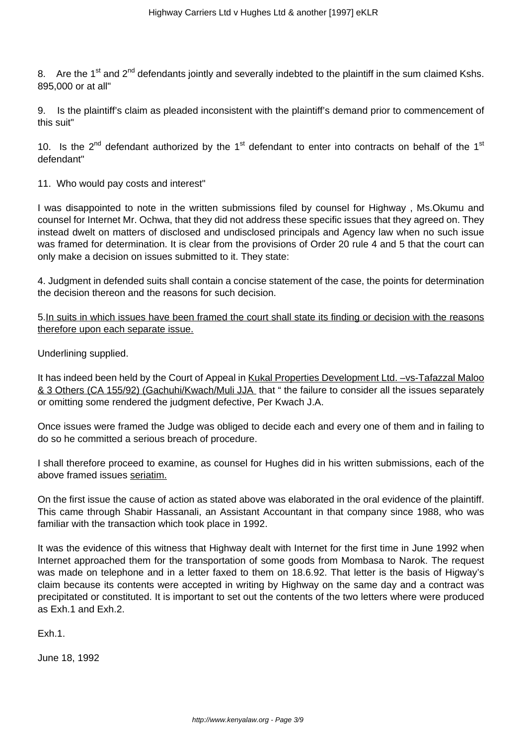8. Are the 1st and 2nd defendants jointly and severally indebted to the plaintiff in the sum claimed Kshs. 895,000 or at all"

9. Is the plaintiff's claim as pleaded inconsistent with the plaintiff's demand prior to commencement of this suit"

10. Is the 2nd defendant authorized by the 1st defendant to enter into contracts on behalf of the 1st defendant"

11. Who would pay costs and interest"

I was disappointed to note in the written submissions filed by counsel for Highway , Ms.Okumu and counsel for Internet Mr. Ochwa, that they did not address these specific issues that they agreed on. They instead dwelt on matters of disclosed and undisclosed principals and Agency law when no such issue was framed for determination. It is clear from the provisions of Order 20 rule 4 and 5 that the court can only make a decision on issues submitted to it. They state:

4. Judgment in defended suits shall contain a concise statement of the case, the points for determination the decision thereon and the reasons for such decision.

5. <u>In suits in which issues have been framed the court shall state its finding or decision with the reasons therefore upon each separate issue.</u>

Underlining supplied.

It has indeed been held by the Court of Appeal in <u>Kukal Properties Development Ltd. –vs-Tafazzal Maloo & 3 Others (CA 155/92) (Gachuhi/Kwach/Muli JJA</u> that " the failure to consider all the issues separately or omitting some rendered the judgment defective, Per Kwach J.A.

Once issues were framed the Judge was obliged to decide each and every one of them and in failing to do so he committed a serious breach of procedure.

I shall therefore proceed to examine, as counsel for Hughes did in his written submissions, each of the above framed issues <u>seriatim.</u>

On the first issue the cause of action as stated above was elaborated in the oral evidence of the plaintiff. This came through Shabir Hassanali, an Assistant Accountant in that company since 1988, who was familiar with the transaction which took place in 1992.

It was the evidence of this witness that Highway dealt with Internet for the first time in June 1992 when Internet approached them for the transportation of some goods from Mombasa to Narok. The request was made on telephone and in a letter faxed to them on 18.6.92. That letter is the basis of Higway's claim because its contents were accepted in writing by Highway on the same day and a contract was precipitated or constituted. It is important to set out the contents of the two letters where were produced as Exh.1 and Exh.2.

Exh.1.

June 18, 1992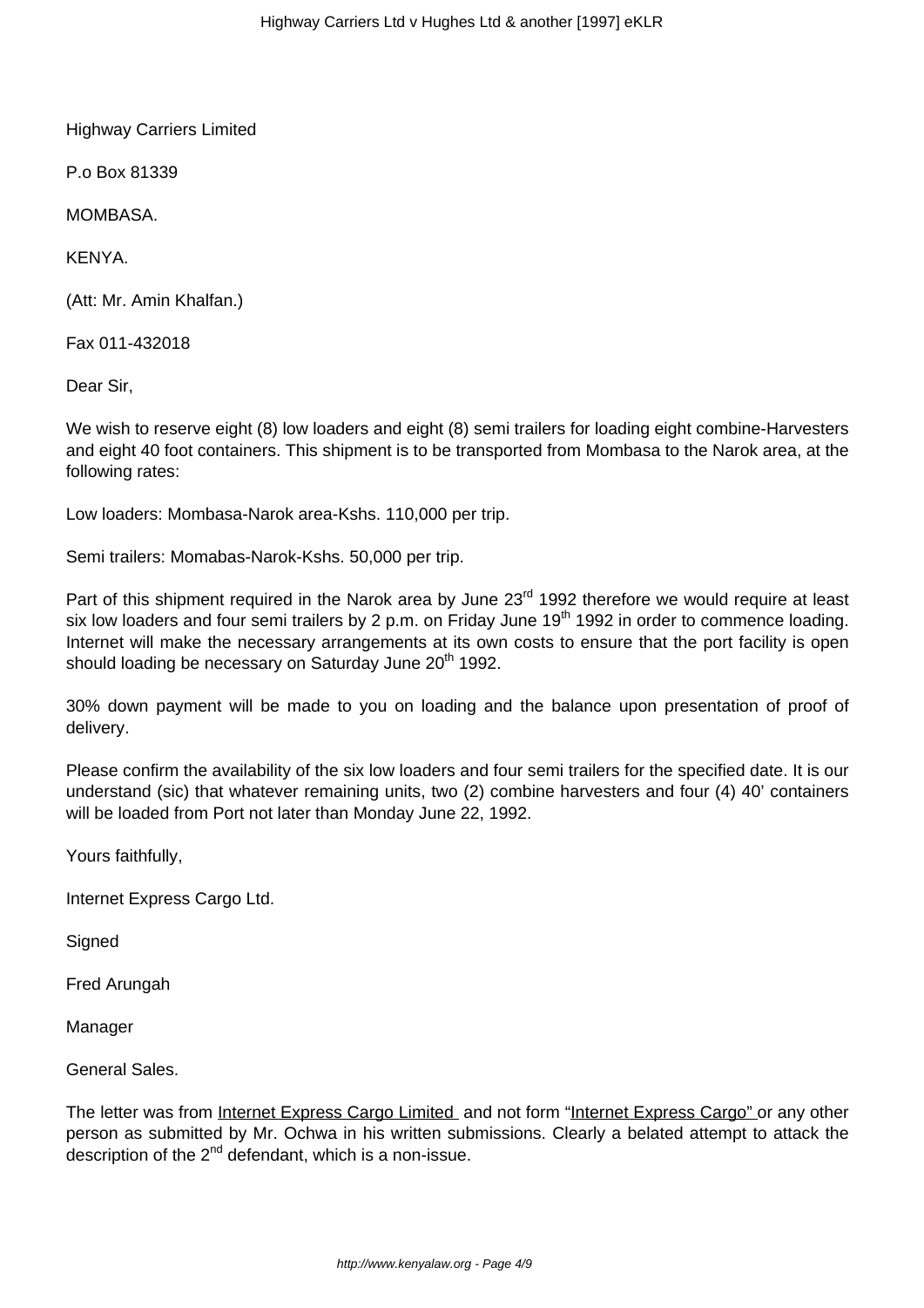Highway Carriers Limited

P.o Box 81339

MOMBASA.

KENYA.

(Att: Mr. Amin Khalfan.)

Fax 011-432018

Dear Sir,

We wish to reserve eight (8) low loaders and eight (8) semi trailers for loading eight combine-Harvesters and eight 40 foot containers. This shipment is to be transported from Mombasa to the Narok area, at the following rates:

Low loaders: Mombasa-Narok area-Kshs. 110,000 per trip.

Semi trailers: Momabas-Narok-Kshs. 50,000 per trip.

Part of this shipment required in the Narok area by June 23rd 1992 therefore we would require at least six low loaders and four semi trailers by 2 p.m. on Friday June 19th 1992 in order to commence loading. Internet will make the necessary arrangements at its own costs to ensure that the port facility is open should loading be necessary on Saturday June 20th 1992.

30% down payment will be made to you on loading and the balance upon presentation of proof of delivery.

Please confirm the availability of the six low loaders and four semi trailers for the specified date. It is our understand (sic) that whatever remaining units, two (2) combine harvesters and four (4) 40' containers will be loaded from Port not later than Monday June 22, 1992.

Yours faithfully,

Internet Express Cargo Ltd.

Signed

Fred Arungah

Manager

General Sales.

The letter was from Internet Express Cargo Limited and not form "Internet Express Cargo" or any other person as submitted by Mr. Ochwa in his written submissions. Clearly a belated attempt to attack the description of the 2nd defendant, which is a non-issue.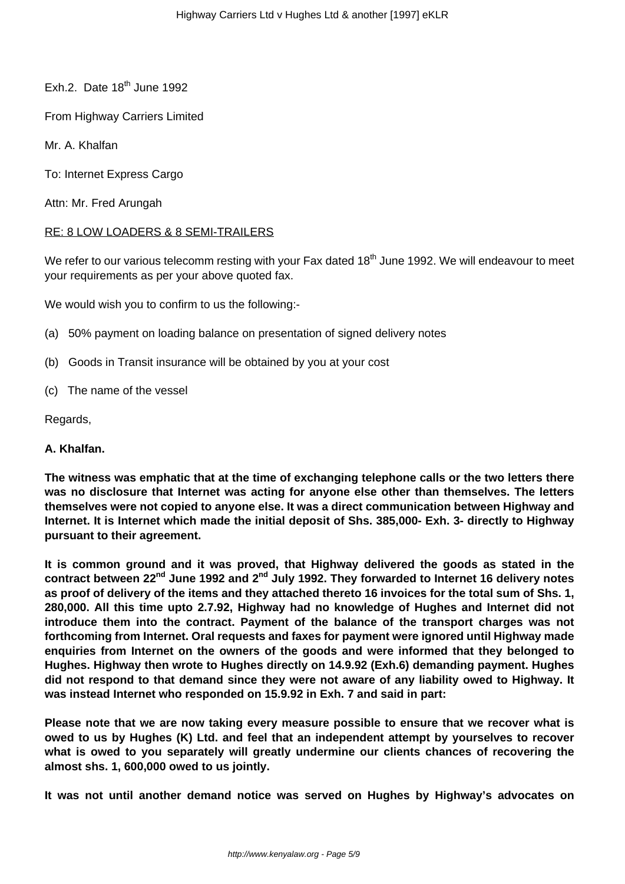Exh.2. Date 18th June 1992

From Highway Carriers Limited

Mr. A. Khalfan

To: Internet Express Cargo

Attn: Mr. Fred Arungah

RE: 8 LOW LOADERS & 8 SEMI-TRAILERS

We refer to our various telecomm resting with your Fax dated 18th June 1992. We will endeavour to meet your requirements as per your above quoted fax.

We would wish you to confirm to us the following:-

(a) 50% payment on loading balance on presentation of signed delivery notes

(b) Goods in Transit insurance will be obtained by you at your cost

(c) The name of the vessel

Regards,

**A. Khalfan.**

**The witness was emphatic that at the time of exchanging telephone calls or the two letters there was no disclosure that Internet was acting for anyone else other than themselves. The letters themselves were not copied to anyone else. It was a direct communication between Highway and Internet. It is Internet which made the initial deposit of Shs. 385,000- Exh. 3- directly to Highway pursuant to their agreement.**

**It is common ground and it was proved, that Highway delivered the goods as stated in the contract between 22nd June 1992 and 2nd July 1992. They forwarded to Internet 16 delivery notes as proof of delivery of the items and they attached thereto 16 invoices for the total sum of Shs. 1, 280,000. All this time upto 2.7.92, Highway had no knowledge of Hughes and Internet did not introduce them into the contract. Payment of the balance of the transport charges was not forthcoming from Internet. Oral requests and faxes for payment were ignored until Highway made enquiries from Internet on the owners of the goods and were informed that they belonged to Hughes. Highway then wrote to Hughes directly on 14.9.92 (Exh.6) demanding payment. Hughes did not respond to that demand since they were not aware of any liability owed to Highway. It was instead Internet who responded on 15.9.92 in Exh. 7 and said in part:**

**Please note that we are now taking every measure possible to ensure that we recover what is owed to us by Hughes (K) Ltd. and feel that an independent attempt by yourselves to recover what is owed to you separately will greatly undermine our clients chances of recovering the almost shs. 1, 600,000 owed to us jointly.**

**It was not until another demand notice was served on Hughes by Highway's advocates on**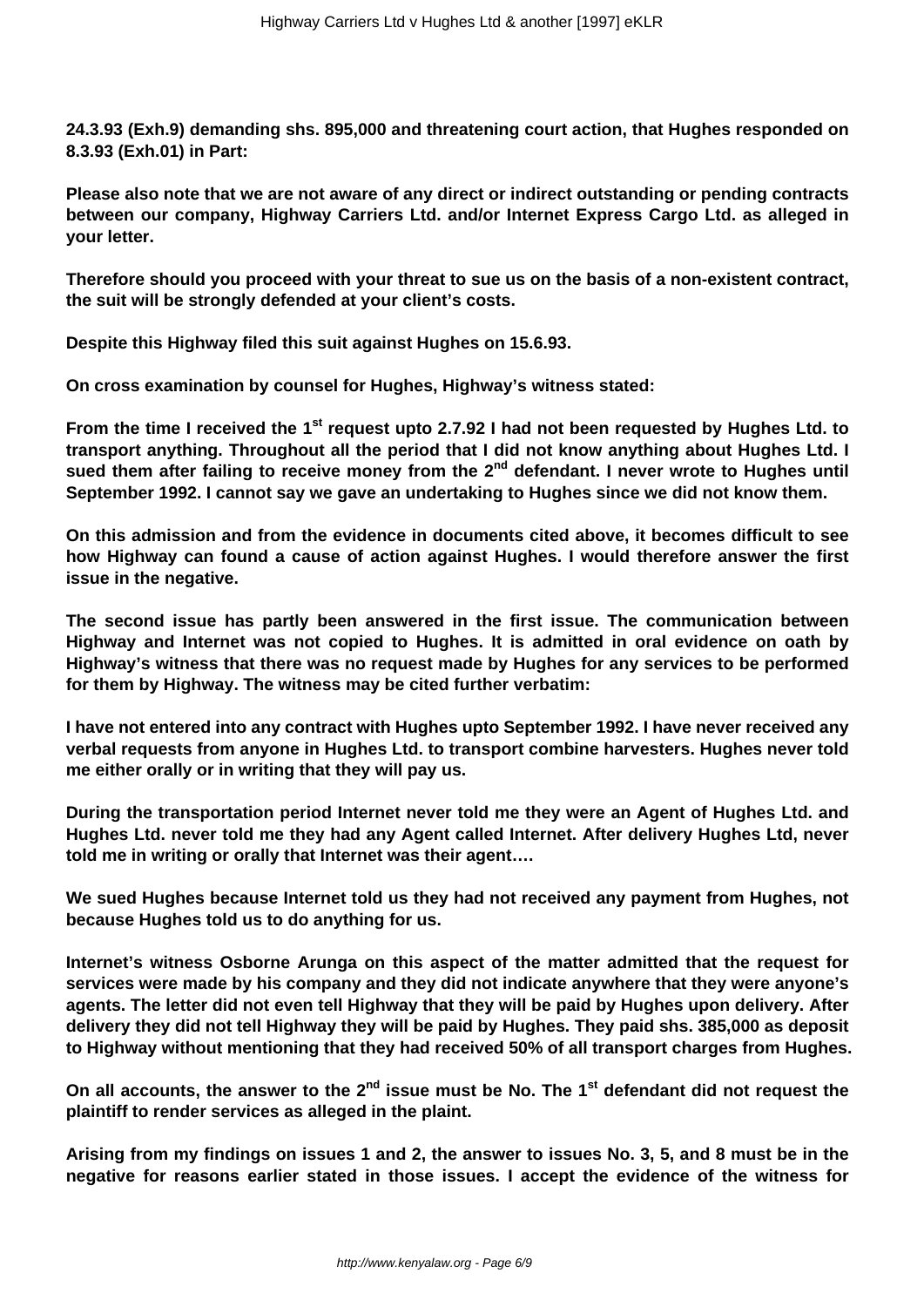**24.3.93 (Exh.9) demanding shs. 895,000 and threatening court action, that Hughes responded on 8.3.93 (Exh.01) in Part:**

**Please also note that we are not aware of any direct or indirect outstanding or pending contracts between our company, Highway Carriers Ltd. and/or Internet Express Cargo Ltd. as alleged in your letter.**

**Therefore should you proceed with your threat to sue us on the basis of a non-existent contract, the suit will be strongly defended at your client's costs.**

**Despite this Highway filed this suit against Hughes on 15.6.93.**

**On cross examination by counsel for Hughes, Highway's witness stated:**

**From the time I received the 1st request upto 2.7.92 I had not been requested by Hughes Ltd. to transport anything. Throughout all the period that I did not know anything about Hughes Ltd. I sued them after failing to receive money from the 2nd defendant. I never wrote to Hughes until September 1992. I cannot say we gave an undertaking to Hughes since we did not know them.**

**On this admission and from the evidence in documents cited above, it becomes difficult to see how Highway can found a cause of action against Hughes. I would therefore answer the first issue in the negative.**

**The second issue has partly been answered in the first issue. The communication between Highway and Internet was not copied to Hughes. It is admitted in oral evidence on oath by Highway's witness that there was no request made by Hughes for any services to be performed for them by Highway. The witness may be cited further verbatim:**

**I have not entered into any contract with Hughes upto September 1992. I have never received any verbal requests from anyone in Hughes Ltd. to transport combine harvesters. Hughes never told me either orally or in writing that they will pay us.**

**During the transportation period Internet never told me they were an Agent of Hughes Ltd. and Hughes Ltd. never told me they had any Agent called Internet. After delivery Hughes Ltd, never told me in writing or orally that Internet was their agent….**

**We sued Hughes because Internet told us they had not received any payment from Hughes, not because Hughes told us to do anything for us.**

**Internet's witness Osborne Arunga on this aspect of the matter admitted that the request for services were made by his company and they did not indicate anywhere that they were anyone's agents. The letter did not even tell Highway that they will be paid by Hughes upon delivery. After delivery they did not tell Highway they will be paid by Hughes. They paid shs. 385,000 as deposit to Highway without mentioning that they had received 50% of all transport charges from Hughes.**

**On all accounts, the answer to the 2nd issue must be No. The 1st defendant did not request the plaintiff to render services as alleged in the plaint.**

**Arising from my findings on issues 1 and 2, the answer to issues No. 3, 5, and 8 must be in the negative for reasons earlier stated in those issues. I accept the evidence of the witness for**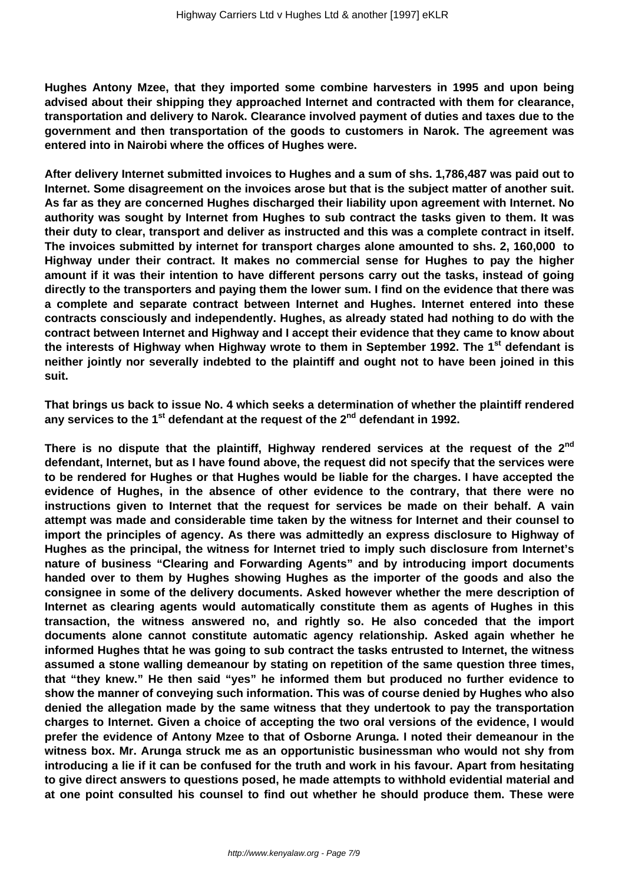**Hughes Antony Mzee, that they imported some combine harvesters in 1995 and upon being advised about their shipping they approached Internet and contracted with them for clearance, transportation and delivery to Narok. Clearance involved payment of duties and taxes due to the government and then transportation of the goods to customers in Narok. The agreement was entered into in Nairobi where the offices of Hughes were.**

**After delivery Internet submitted invoices to Hughes and a sum of shs. 1,786,487 was paid out to Internet. Some disagreement on the invoices arose but that is the subject matter of another suit. As far as they are concerned Hughes discharged their liability upon agreement with Internet. No authority was sought by Internet from Hughes to sub contract the tasks given to them. It was their duty to clear, transport and deliver as instructed and this was a complete contract in itself. The invoices submitted by internet for transport charges alone amounted to shs. 2, 160,000 to Highway under their contract. It makes no commercial sense for Hughes to pay the higher amount if it was their intention to have different persons carry out the tasks, instead of going directly to the transporters and paying them the lower sum. I find on the evidence that there was a complete and separate contract between Internet and Hughes. Internet entered into these contracts consciously and independently. Hughes, as already stated had nothing to do with the contract between Internet and Highway and I accept their evidence that they came to know about the interests of Highway when Highway wrote to them in September 1992. The 1st defendant is neither jointly nor severally indebted to the plaintiff and ought not to have been joined in this suit.**

**That brings us back to issue No. 4 which seeks a determination of whether the plaintiff rendered any services to the 1st defendant at the request of the 2nd defendant in 1992.**

**There is no dispute that the plaintiff, Highway rendered services at the request of the 2nd defendant, Internet, but as I have found above, the request did not specify that the services were to be rendered for Hughes or that Hughes would be liable for the charges. I have accepted the evidence of Hughes, in the absence of other evidence to the contrary, that there were no instructions given to Internet that the request for services be made on their behalf. A vain attempt was made and considerable time taken by the witness for Internet and their counsel to import the principles of agency. As there was admittedly an express disclosure to Highway of Hughes as the principal, the witness for Internet tried to imply such disclosure from Internet's nature of business "Clearing and Forwarding Agents" and by introducing import documents handed over to them by Hughes showing Hughes as the importer of the goods and also the consignee in some of the delivery documents. Asked however whether the mere description of Internet as clearing agents would automatically constitute them as agents of Hughes in this transaction, the witness answered no, and rightly so. He also conceded that the import documents alone cannot constitute automatic agency relationship. Asked again whether he informed Hughes thtat he was going to sub contract the tasks entrusted to Internet, the witness assumed a stone walling demeanour by stating on repetition of the same question three times, that "they knew." He then said "yes" he informed them but produced no further evidence to show the manner of conveying such information. This was of course denied by Hughes who also denied the allegation made by the same witness that they undertook to pay the transportation charges to Internet. Given a choice of accepting the two oral versions of the evidence, I would prefer the evidence of Antony Mzee to that of Osborne Arunga. I noted their demeanour in the witness box. Mr. Arunga struck me as an opportunistic businessman who would not shy from introducing a lie if it can be confused for the truth and work in his favour. Apart from hesitating to give direct answers to questions posed, he made attempts to withhold evidential material and at one point consulted his counsel to find out whether he should produce them. These were**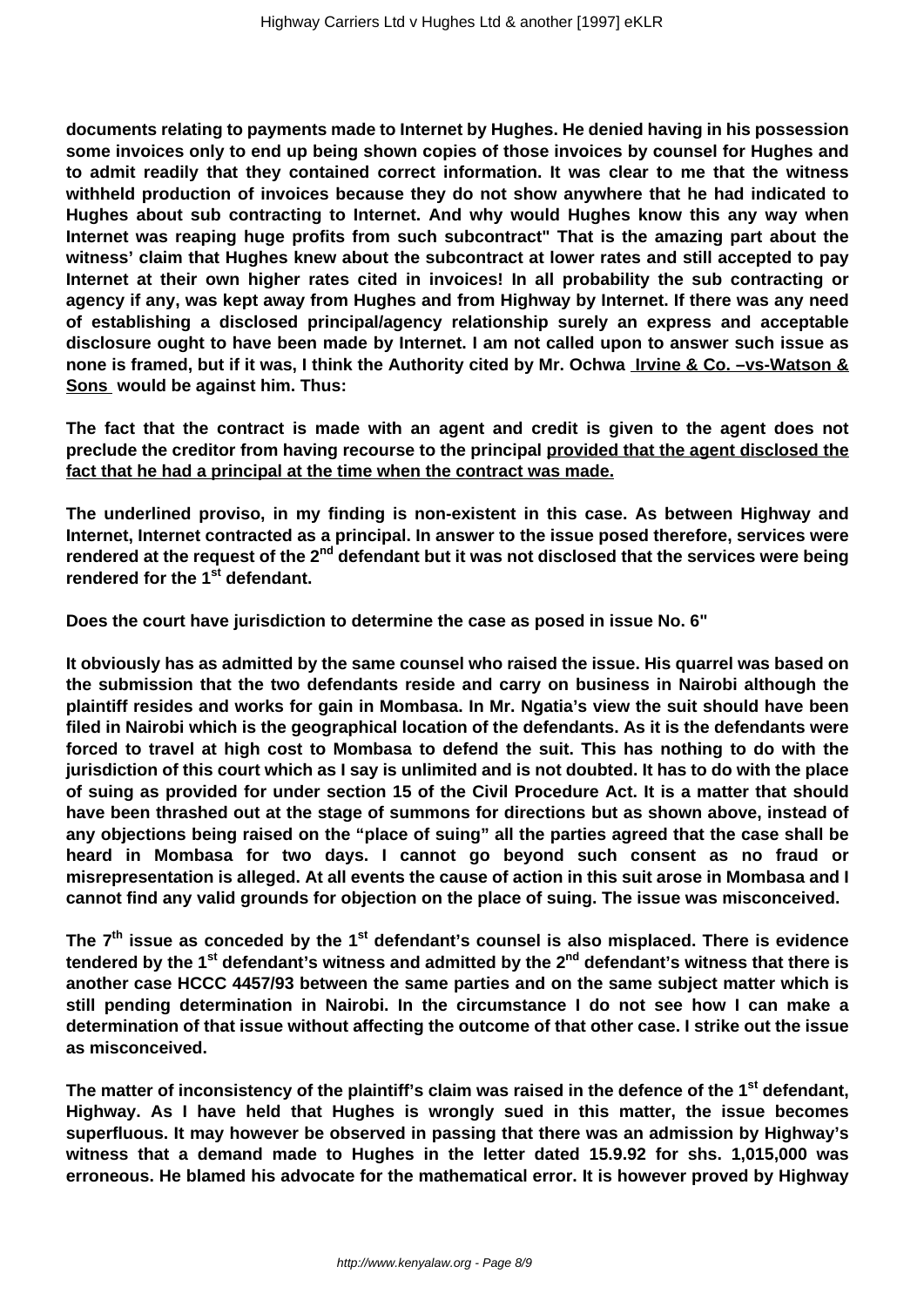**documents relating to payments made to Internet by Hughes. He denied having in his possession some invoices only to end up being shown copies of those invoices by counsel for Hughes and to admit readily that they contained correct information. It was clear to me that the witness withheld production of invoices because they do not show anywhere that he had indicated to Hughes about sub contracting to Internet. And why would Hughes know this any way when Internet was reaping huge profits from such subcontract" That is the amazing part about the witness' claim that Hughes knew about the subcontract at lower rates and still accepted to pay Internet at their own higher rates cited in invoices! In all probability the sub contracting or agency if any, was kept away from Hughes and from Highway by Internet. If there was any need of establishing a disclosed principal/agency relationship surely an express and acceptable disclosure ought to have been made by Internet. I am not called upon to answer such issue as none is framed, but if it was, I think the Authority cited by Mr. Ochwa <u>Irvine & Co. –vs-Watson & Sons</u> would be against him. Thus:**

**The fact that the contract is made with an agent and credit is given to the agent does not preclude the creditor from having recourse to the principal <u>provided that the agent disclosed the fact that he had a principal at the time when the contract was made.</u>**

**The underlined proviso, in my finding is non-existent in this case. As between Highway and Internet, Internet contracted as a principal. In answer to the issue posed therefore, services were rendered at the request of the 2nd defendant but it was not disclosed that the services were being rendered for the 1st defendant.**

**Does the court have jurisdiction to determine the case as posed in issue No. 6"**

**It obviously has as admitted by the same counsel who raised the issue. His quarrel was based on the submission that the two defendants reside and carry on business in Nairobi although the plaintiff resides and works for gain in Mombasa. In Mr. Ngatia's view the suit should have been filed in Nairobi which is the geographical location of the defendants. As it is the defendants were forced to travel at high cost to Mombasa to defend the suit. This has nothing to do with the jurisdiction of this court which as I say is unlimited and is not doubted. It has to do with the place of suing as provided for under section 15 of the Civil Procedure Act. It is a matter that should have been thrashed out at the stage of summons for directions but as shown above, instead of any objections being raised on the "place of suing" all the parties agreed that the case shall be heard in Mombasa for two days. I cannot go beyond such consent as no fraud or misrepresentation is alleged. At all events the cause of action in this suit arose in Mombasa and I cannot find any valid grounds for objection on the place of suing. The issue was misconceived.**

**The 7th issue as conceded by the 1st defendant's counsel is also misplaced. There is evidence tendered by the 1st defendant's witness and admitted by the 2nd defendant's witness that there is another case HCCC 4457/93 between the same parties and on the same subject matter which is still pending determination in Nairobi. In the circumstance I do not see how I can make a determination of that issue without affecting the outcome of that other case. I strike out the issue as misconceived.**

**The matter of inconsistency of the plaintiff's claim was raised in the defence of the 1st defendant, Highway. As I have held that Hughes is wrongly sued in this matter, the issue becomes superfluous. It may however be observed in passing that there was an admission by Highway's witness that a demand made to Hughes in the letter dated 15.9.92 for shs. 1,015,000 was erroneous. He blamed his advocate for the mathematical error. It is however proved by Highway**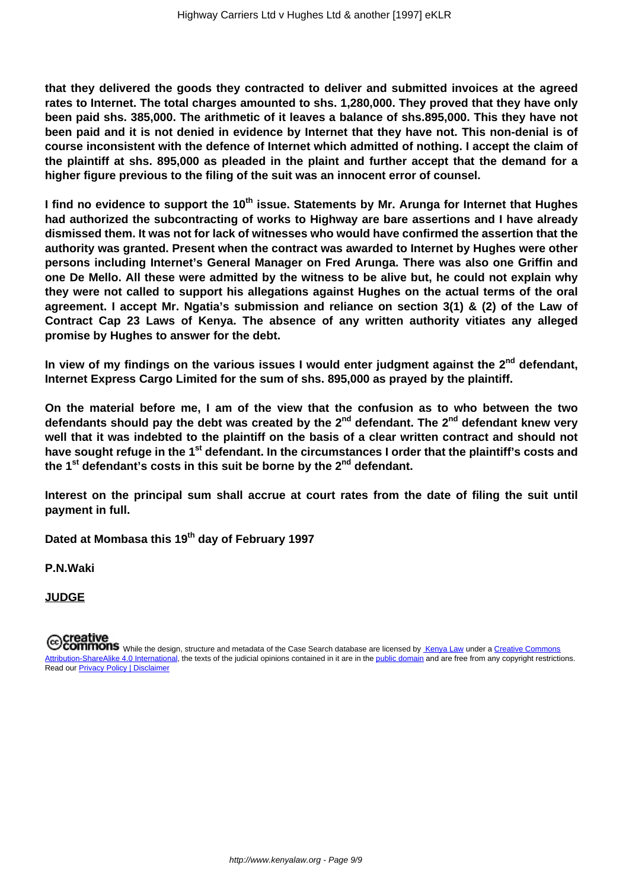**that they delivered the goods they contracted to deliver and submitted invoices at the agreed rates to Internet. The total charges amounted to shs. 1,280,000. They proved that they have only been paid shs. 385,000. The arithmetic of it leaves a balance of shs.895,000. This they have not been paid and it is not denied in evidence by Internet that they have not. This non-denial is of course inconsistent with the defence of Internet which admitted of nothing. I accept the claim of the plaintiff at shs. 895,000 as pleaded in the plaint and further accept that the demand for a higher figure previous to the filing of the suit was an innocent error of counsel.**

**I find no evidence to support the 10th issue. Statements by Mr. Arunga for Internet that Hughes had authorized the subcontracting of works to Highway are bare assertions and I have already dismissed them. It was not for lack of witnesses who would have confirmed the assertion that the authority was granted. Present when the contract was awarded to Internet by Hughes were other persons including Internet's General Manager on Fred Arunga. There was also one Griffin and one De Mello. All these were admitted by the witness to be alive but, he could not explain why they were not called to support his allegations against Hughes on the actual terms of the oral agreement. I accept Mr. Ngatia's submission and reliance on section 3(1) & (2) of the Law of Contract Cap 23 Laws of Kenya. The absence of any written authority vitiates any alleged promise by Hughes to answer for the debt.**

**In view of my findings on the various issues I would enter judgment against the 2nd defendant, Internet Express Cargo Limited for the sum of shs. 895,000 as prayed by the plaintiff.**

**On the material before me, I am of the view that the confusion as to who between the two defendants should pay the debt was created by the 2nd defendant. The 2nd defendant knew very well that it was indebted to the plaintiff on the basis of a clear written contract and should not have sought refuge in the 1st defendant. In the circumstances I order that the plaintiff's costs and the 1st defendant's costs in this suit be borne by the 2nd defendant.**

**Interest on the principal sum shall accrue at court rates from the date of filing the suit until payment in full.**

**Dated at Mombasa this 19th day of February 1997**

**P.N.Waki**

**JUDGE**

While the design, structure and metadata of the Case Search database are licensed by Kenya Law under a Creative Commons Attribution-ShareAlike 4.0 International, the texts of the judicial opinions contained in it are in the public domain and are free from any copyright restrictions. Read our Privacy Policy | Disclaimer